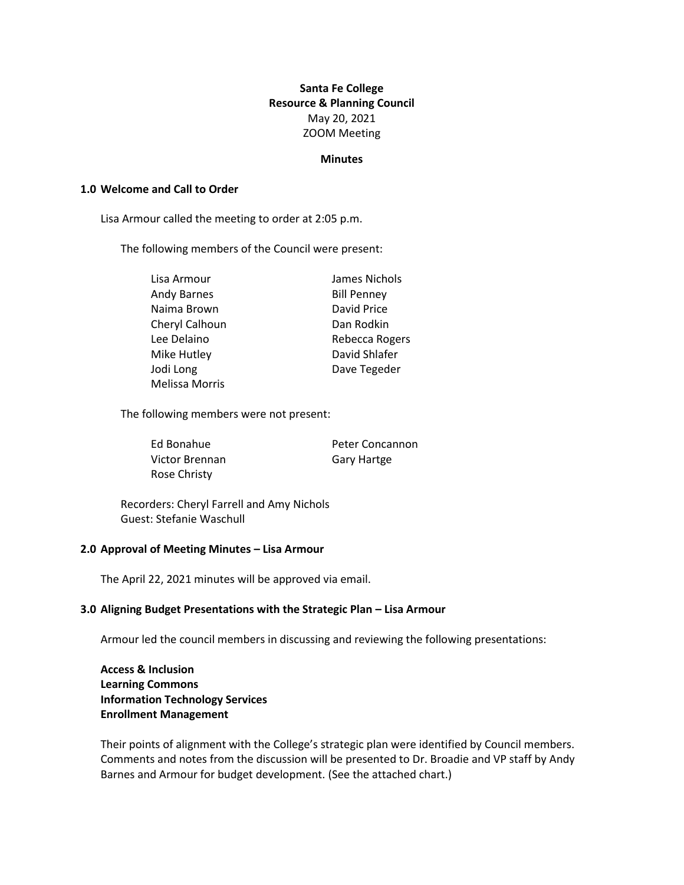**Santa Fe College**
**Resource & Planning Council**
May 20, 2021
ZOOM Meeting

**Minutes**

## 1.0 Welcome and Call to Order

Lisa Armour called the meeting to order at 2:05 p.m.

The following members of the Council were present:

| | |
|---|---|
| Lisa Armour | James Nichols |
| Andy Barnes | Bill Penney |
| Naima Brown | David Price |
| Cheryl Calhoun | Dan Rodkin |
| Lee Delaino | Rebecca Rogers |
| Mike Hutley | David Shlafer |
| Jodi Long | Dave Tegeder |
| Melissa Morris | |

The following members were not present:

| | |
|---|---|
| Ed Bonahue | Peter Concannon |
| Victor Brennan | Gary Hartge |
| Rose Christy | |

Recorders: Cheryl Farrell and Amy Nichols
Guest: Stefanie Waschull

## 2.0 Approval of Meeting Minutes – Lisa Armour

The April 22, 2021 minutes will be approved via email.

## 3.0 Aligning Budget Presentations with the Strategic Plan – Lisa Armour

Armour led the council members in discussing and reviewing the following presentations:

**Access & Inclusion**
**Learning Commons**
**Information Technology Services**
**Enrollment Management**

Their points of alignment with the College's strategic plan were identified by Council members. Comments and notes from the discussion will be presented to Dr. Broadie and VP staff by Andy Barnes and Armour for budget development. (See the attached chart.)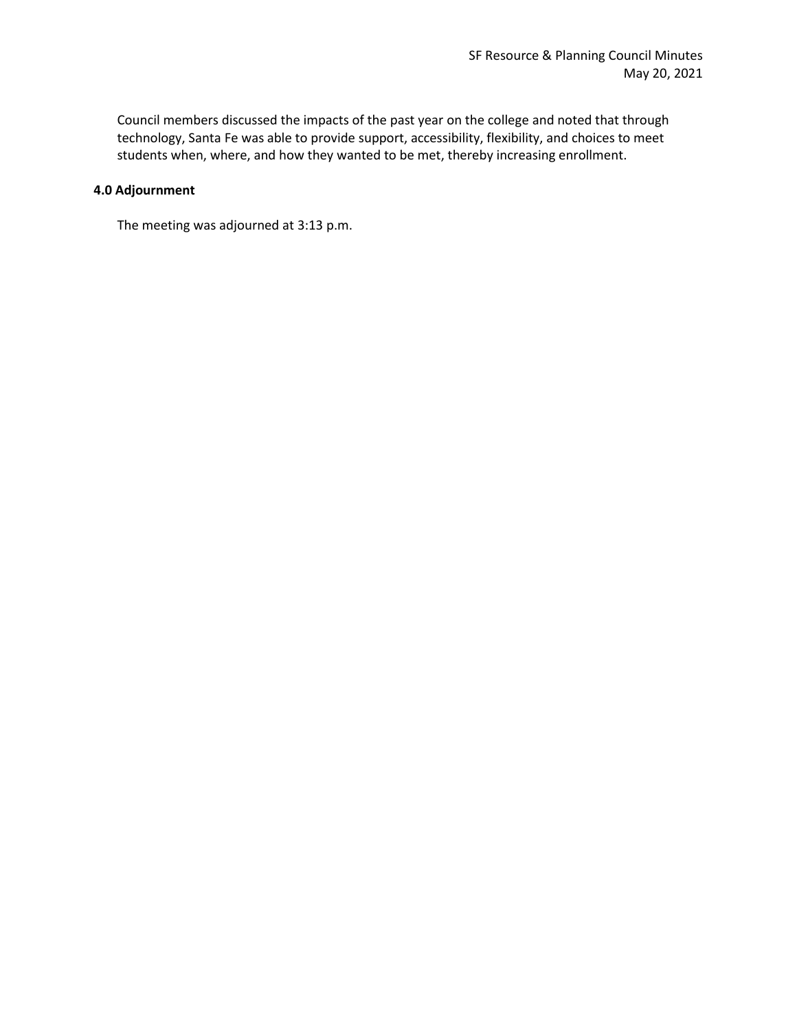Council members discussed the impacts of the past year on the college and noted that through technology, Santa Fe was able to provide support, accessibility, flexibility, and choices to meet students when, where, and how they wanted to be met, thereby increasing enrollment.

**4.0 Adjournment**

The meeting was adjourned at 3:13 p.m.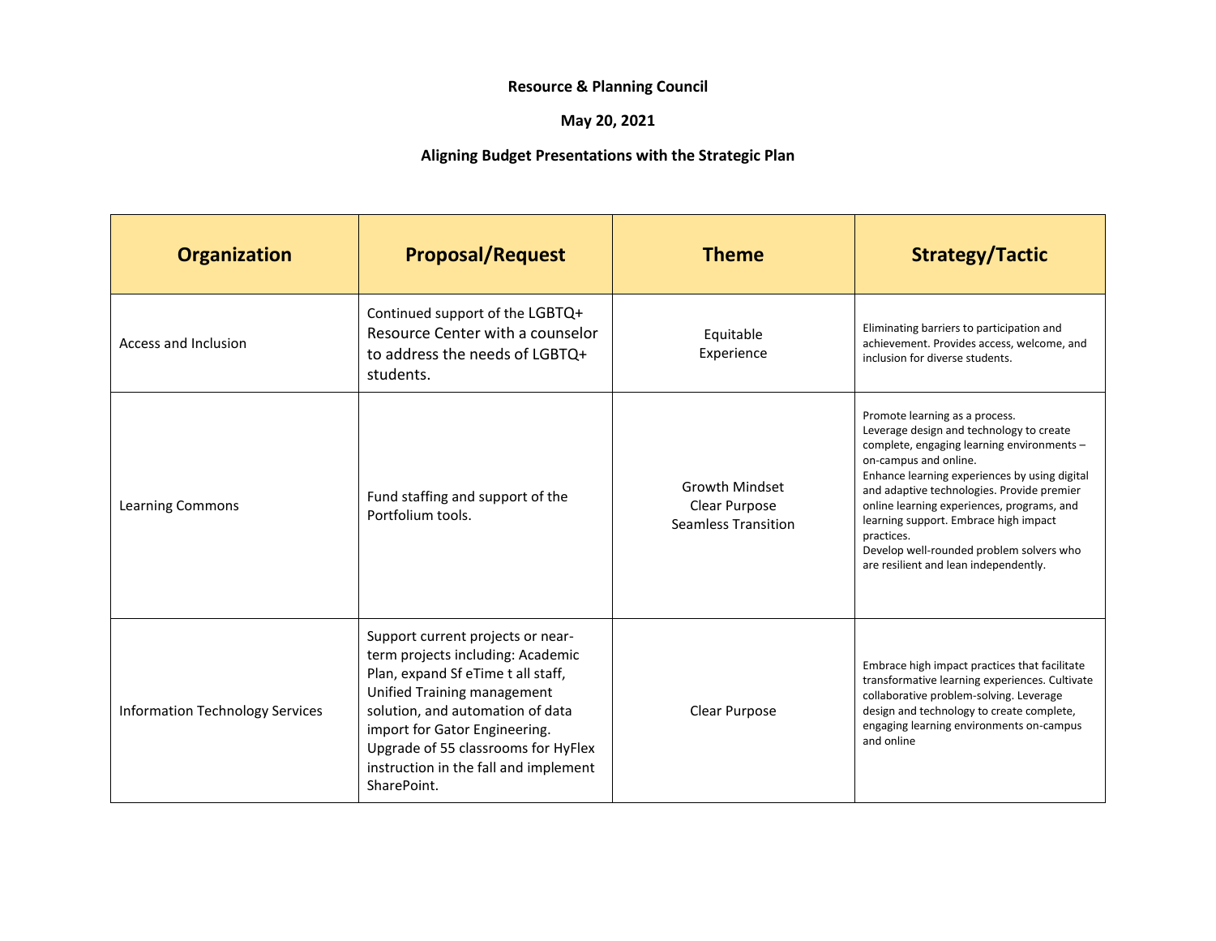**Resource & Planning Council**

**May 20, 2021**

**Aligning Budget Presentations with the Strategic Plan**

| Organization | Proposal/Request | Theme | Strategy/Tactic |
|---|---|---|---|
| Access and Inclusion | Continued support of the LGBTQ+ Resource Center with a counselor to address the needs of LGBTQ+ students. | Equitable Experience | Eliminating barriers to participation and achievement. Provides access, welcome, and inclusion for diverse students. |
| Learning Commons | Fund staffing and support of the Portfolium tools. | Growth Mindset<br>Clear Purpose<br>Seamless Transition | Promote learning as a process.<br>Leverage design and technology to create complete, engaging learning environments – on-campus and online.<br>Enhance learning experiences by using digital and adaptive technologies. Provide premier online learning experiences, programs, and learning support. Embrace high impact practices.<br>Develop well-rounded problem solvers who are resilient and lean independently. |
| Information Technology Services | Support current projects or near-term projects including: Academic Plan, expand Sf eTime t all staff, Unified Training management solution, and automation of data import for Gator Engineering. Upgrade of 55 classrooms for HyFlex instruction in the fall and implement SharePoint. | Clear Purpose | Embrace high impact practices that facilitate transformative learning experiences. Cultivate collaborative problem-solving. Leverage design and technology to create complete, engaging learning environments on-campus and online |